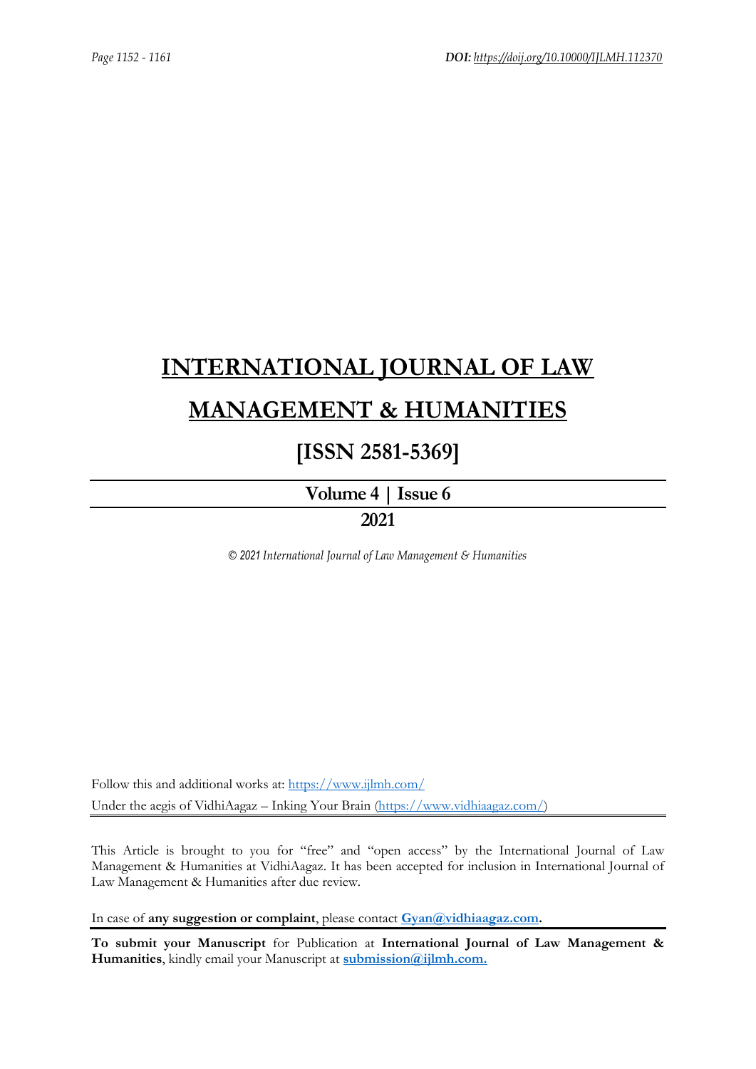# INTERNATIONAL JOURNAL OF LAW MANAGEMENT & HUMANITIES

## [ISSN 2581-5369]

**Volume 4 | Issue 6**

**2021**

*© 2021 International Journal of Law Management & Humanities*

Follow this and additional works at: https://www.ijlmh.com/

Under the aegis of VidhiAagaz – Inking Your Brain (https://www.vidhiaagaz.com/)

This Article is brought to you for "free" and "open access" by the International Journal of Law Management & Humanities at VidhiAagaz. It has been accepted for inclusion in International Journal of Law Management & Humanities after due review.

In case of **any suggestion or complaint**, please contact **Gyan@vidhiaagaz.com.**

**To submit your Manuscript** for Publication at **International Journal of Law Management & Humanities**, kindly email your Manuscript at **submission@ijlmh.com.**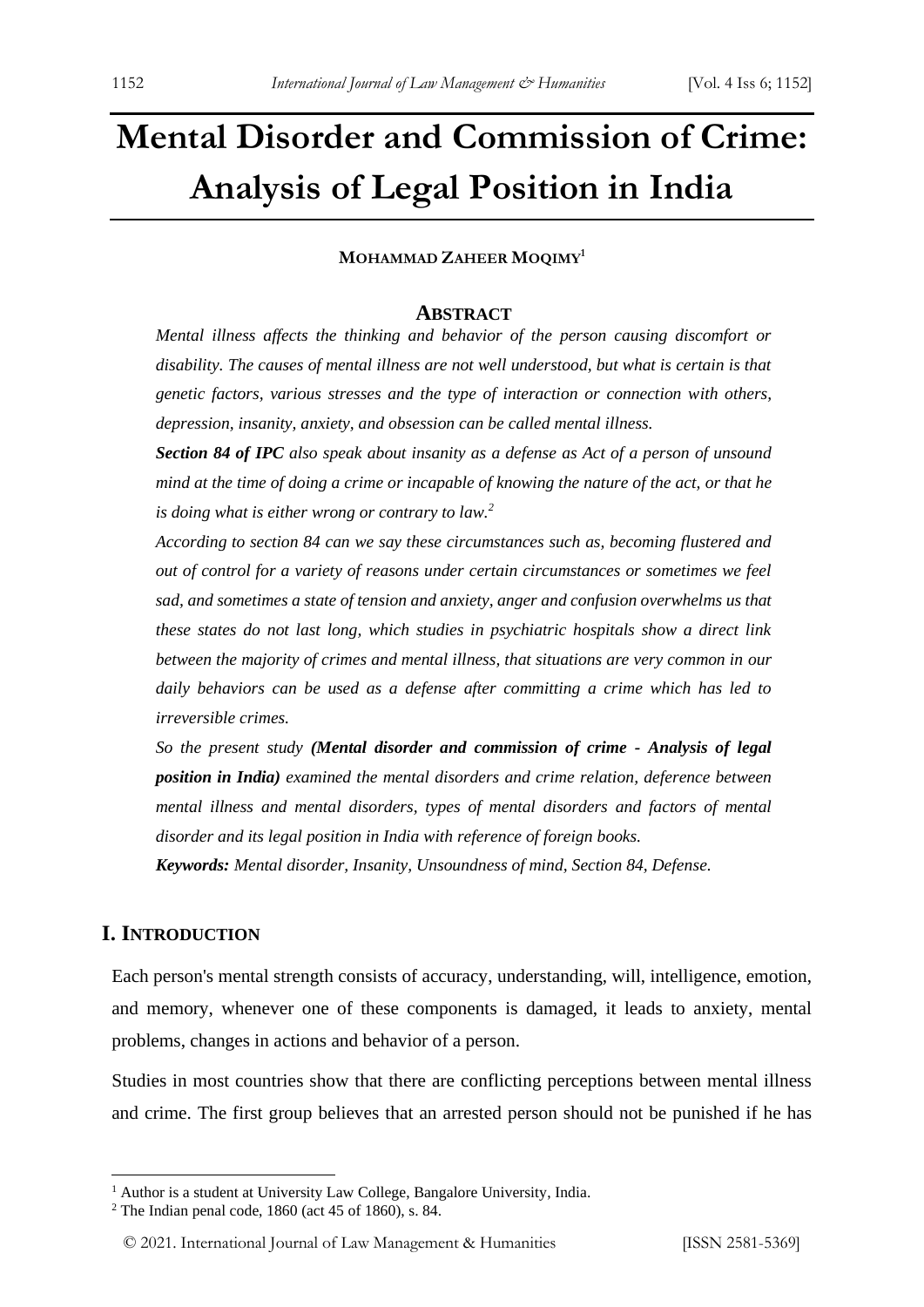# Mental Disorder and Commission of Crime: Analysis of Legal Position in India

**MOHAMMAD ZAHEER MOQIMY**[1]

## ABSTRACT

*Mental illness affects the thinking and behavior of the person causing discomfort or disability. The causes of mental illness are not well understood, but what is certain is that genetic factors, various stresses and the type of interaction or connection with others, depression, insanity, anxiety, and obsession can be called mental illness.*

***Section 84 of IPC*** *also speak about insanity as a defense as Act of a person of unsound mind at the time of doing a crime or incapable of knowing the nature of the act, or that he is doing what is either wrong or contrary to law.*[2]

*According to section 84 can we say these circumstances such as, becoming flustered and out of control for a variety of reasons under certain circumstances or sometimes we feel sad, and sometimes a state of tension and anxiety, anger and confusion overwhelms us that these states do not last long, which studies in psychiatric hospitals show a direct link between the majority of crimes and mental illness, that situations are very common in our daily behaviors can be used as a defense after committing a crime which has led to irreversible crimes.*

*So the present study* ***(Mental disorder and commission of crime - Analysis of legal position in India)*** *examined the mental disorders and crime relation, deference between mental illness and mental disorders, types of mental disorders and factors of mental disorder and its legal position in India with reference of foreign books.*

***Keywords:*** *Mental disorder, Insanity, Unsoundness of mind, Section 84, Defense.*

## I. INTRODUCTION

Each person's mental strength consists of accuracy, understanding, will, intelligence, emotion, and memory, whenever one of these components is damaged, it leads to anxiety, mental problems, changes in actions and behavior of a person.

Studies in most countries show that there are conflicting perceptions between mental illness and crime. The first group believes that an arrested person should not be punished if he has

---

[1] Author is a student at University Law College, Bangalore University, India.

[2] The Indian penal code, 1860 (act 45 of 1860), s. 84.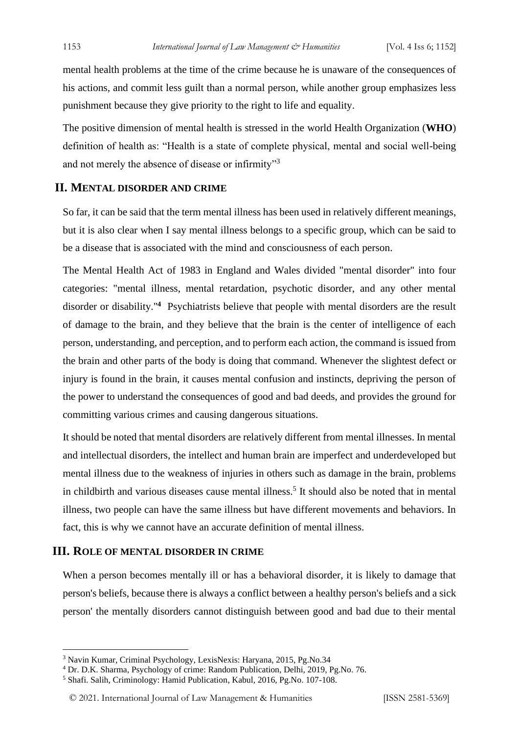mental health problems at the time of the crime because he is unaware of the consequences of his actions, and commit less guilt than a normal person, while another group emphasizes less punishment because they give priority to the right to life and equality.

The positive dimension of mental health is stressed in the world Health Organization (**WHO**) definition of health as: "Health is a state of complete physical, mental and social well-being and not merely the absence of disease or infirmity"[3]

## II. Mental disorder and crime

So far, it can be said that the term mental illness has been used in relatively different meanings, but it is also clear when I say mental illness belongs to a specific group, which can be said to be a disease that is associated with the mind and consciousness of each person.

The Mental Health Act of 1983 in England and Wales divided "mental disorder" into four categories: "mental illness, mental retardation, psychotic disorder, and any other mental disorder or disability."[4] Psychiatrists believe that people with mental disorders are the result of damage to the brain, and they believe that the brain is the center of intelligence of each person, understanding, and perception, and to perform each action, the command is issued from the brain and other parts of the body is doing that command. Whenever the slightest defect or injury is found in the brain, it causes mental confusion and instincts, depriving the person of the power to understand the consequences of good and bad deeds, and provides the ground for committing various crimes and causing dangerous situations.

It should be noted that mental disorders are relatively different from mental illnesses. In mental and intellectual disorders, the intellect and human brain are imperfect and underdeveloped but mental illness due to the weakness of injuries in others such as damage in the brain, problems in childbirth and various diseases cause mental illness.[5] It should also be noted that in mental illness, two people can have the same illness but have different movements and behaviors. In fact, this is why we cannot have an accurate definition of mental illness.

## III. Role of mental disorder in crime

When a person becomes mentally ill or has a behavioral disorder, it is likely to damage that person's beliefs, because there is always a conflict between a healthy person's beliefs and a sick person' the mentally disorders cannot distinguish between good and bad due to their mental

---

[3] Navin Kumar, Criminal Psychology, LexisNexis: Haryana, 2015, Pg.No.34

[4] Dr. D.K. Sharma, Psychology of crime: Random Publication, Delhi, 2019, Pg.No. 76.

[5] Shafi. Salih, Criminology: Hamid Publication, Kabul, 2016, Pg.No. 107-108.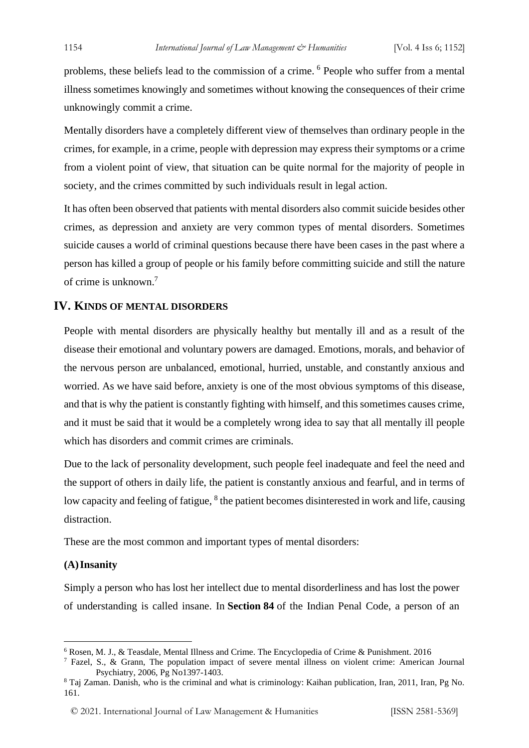problems, these beliefs lead to the commission of a crime. [6] People who suffer from a mental illness sometimes knowingly and sometimes without knowing the consequences of their crime unknowingly commit a crime.

Mentally disorders have a completely different view of themselves than ordinary people in the crimes, for example, in a crime, people with depression may express their symptoms or a crime from a violent point of view, that situation can be quite normal for the majority of people in society, and the crimes committed by such individuals result in legal action.

It has often been observed that patients with mental disorders also commit suicide besides other crimes, as depression and anxiety are very common types of mental disorders. Sometimes suicide causes a world of criminal questions because there have been cases in the past where a person has killed a group of people or his family before committing suicide and still the nature of crime is unknown.[7]

## IV. KINDS OF MENTAL DISORDERS

People with mental disorders are physically healthy but mentally ill and as a result of the disease their emotional and voluntary powers are damaged. Emotions, morals, and behavior of the nervous person are unbalanced, emotional, hurried, unstable, and constantly anxious and worried. As we have said before, anxiety is one of the most obvious symptoms of this disease, and that is why the patient is constantly fighting with himself, and this sometimes causes crime, and it must be said that it would be a completely wrong idea to say that all mentally ill people which has disorders and commit crimes are criminals.

Due to the lack of personality development, such people feel inadequate and feel the need and the support of others in daily life, the patient is constantly anxious and fearful, and in terms of low capacity and feeling of fatigue, [8] the patient becomes disinterested in work and life, causing distraction.

These are the most common and important types of mental disorders:

### (A) Insanity

Simply a person who has lost her intellect due to mental disorderliness and has lost the power of understanding is called insane. In **Section 84** of the Indian Penal Code, a person of an

---

[6] Rosen, M. J., & Teasdale, Mental Illness and Crime. The Encyclopedia of Crime & Punishment. 2016

[7] Fazel, S., & Grann, The population impact of severe mental illness on violent crime: American Journal Psychiatry, 2006, Pg No1397-1403.

[8] Taj Zaman. Danish, who is the criminal and what is criminology: Kaihan publication, Iran, 2011, Iran, Pg No. 161.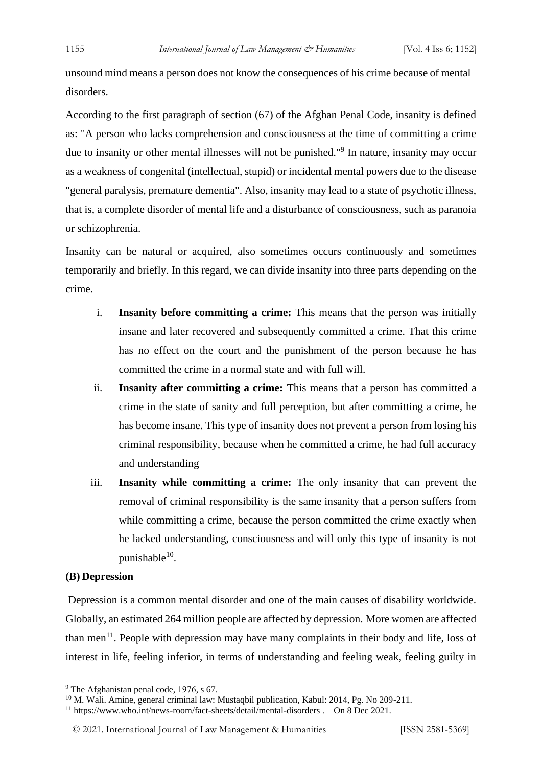unsound mind means a person does not know the consequences of his crime because of mental disorders.

According to the first paragraph of section (67) of the Afghan Penal Code, insanity is defined as: "A person who lacks comprehension and consciousness at the time of committing a crime due to insanity or other mental illnesses will not be punished."[9] In nature, insanity may occur as a weakness of congenital (intellectual, stupid) or incidental mental powers due to the disease "general paralysis, premature dementia". Also, insanity may lead to a state of psychotic illness, that is, a complete disorder of mental life and a disturbance of consciousness, such as paranoia or schizophrenia.

Insanity can be natural or acquired, also sometimes occurs continuously and sometimes temporarily and briefly. In this regard, we can divide insanity into three parts depending on the crime.

i. **Insanity before committing a crime:** This means that the person was initially insane and later recovered and subsequently committed a crime. That this crime has no effect on the court and the punishment of the person because he has committed the crime in a normal state and with full will.

ii. **Insanity after committing a crime:** This means that a person has committed a crime in the state of sanity and full perception, but after committing a crime, he has become insane. This type of insanity does not prevent a person from losing his criminal responsibility, because when he committed a crime, he had full accuracy and understanding

iii. **Insanity while committing a crime:** The only insanity that can prevent the removal of criminal responsibility is the same insanity that a person suffers from while committing a crime, because the person committed the crime exactly when he lacked understanding, consciousness and will only this type of insanity is not punishable[10].

**(B) Depression**

Depression is a common mental disorder and one of the main causes of disability worldwide. Globally, an estimated 264 million people are affected by depression. More women are affected than men[11]. People with depression may have many complaints in their body and life, loss of interest in life, feeling inferior, in terms of understanding and feeling weak, feeling guilty in

---

[9] The Afghanistan penal code, 1976, s 67.

[10] M. Wali. Amine, general criminal law: Mustaqbil publication, Kabul: 2014, Pg. No 209-211.

[11] https://www.who.int/news-room/fact-sheets/detail/mental-disorders . On 8 Dec 2021.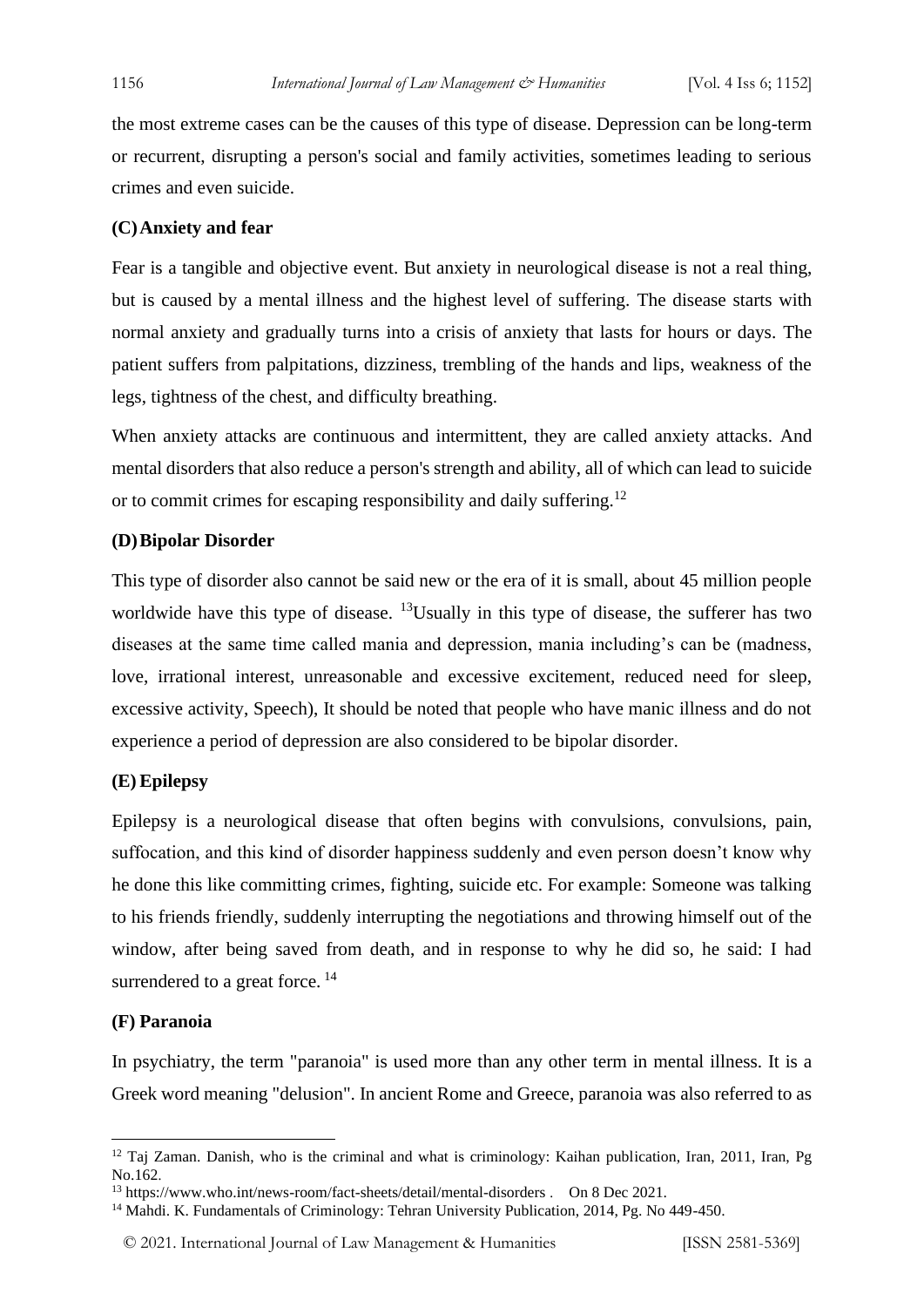the most extreme cases can be the causes of this type of disease. Depression can be long-term or recurrent, disrupting a person's social and family activities, sometimes leading to serious crimes and even suicide.

### (C) Anxiety and fear

Fear is a tangible and objective event. But anxiety in neurological disease is not a real thing, but is caused by a mental illness and the highest level of suffering. The disease starts with normal anxiety and gradually turns into a crisis of anxiety that lasts for hours or days. The patient suffers from palpitations, dizziness, trembling of the hands and lips, weakness of the legs, tightness of the chest, and difficulty breathing.

When anxiety attacks are continuous and intermittent, they are called anxiety attacks. And mental disorders that also reduce a person's strength and ability, all of which can lead to suicide or to commit crimes for escaping responsibility and daily suffering.[12]

### (D) Bipolar Disorder

This type of disorder also cannot be said new or the era of it is small, about 45 million people worldwide have this type of disease. [13]Usually in this type of disease, the sufferer has two diseases at the same time called mania and depression, mania including's can be (madness, love, irrational interest, unreasonable and excessive excitement, reduced need for sleep, excessive activity, Speech), It should be noted that people who have manic illness and do not experience a period of depression are also considered to be bipolar disorder.

### (E) Epilepsy

Epilepsy is a neurological disease that often begins with convulsions, convulsions, pain, suffocation, and this kind of disorder happiness suddenly and even person doesn't know why he done this like committing crimes, fighting, suicide etc. For example: Someone was talking to his friends friendly, suddenly interrupting the negotiations and throwing himself out of the window, after being saved from death, and in response to why he did so, he said: I had surrendered to a great force. [14]

### (F) Paranoia

In psychiatry, the term "paranoia" is used more than any other term in mental illness. It is a Greek word meaning "delusion". In ancient Rome and Greece, paranoia was also referred to as

---

[12] Taj Zaman. Danish, who is the criminal and what is criminology: Kaihan publication, Iran, 2011, Iran, Pg No.162.

[13] https://www.who.int/news-room/fact-sheets/detail/mental-disorders . On 8 Dec 2021.

[14] Mahdi. K. Fundamentals of Criminology: Tehran University Publication, 2014, Pg. No 449-450.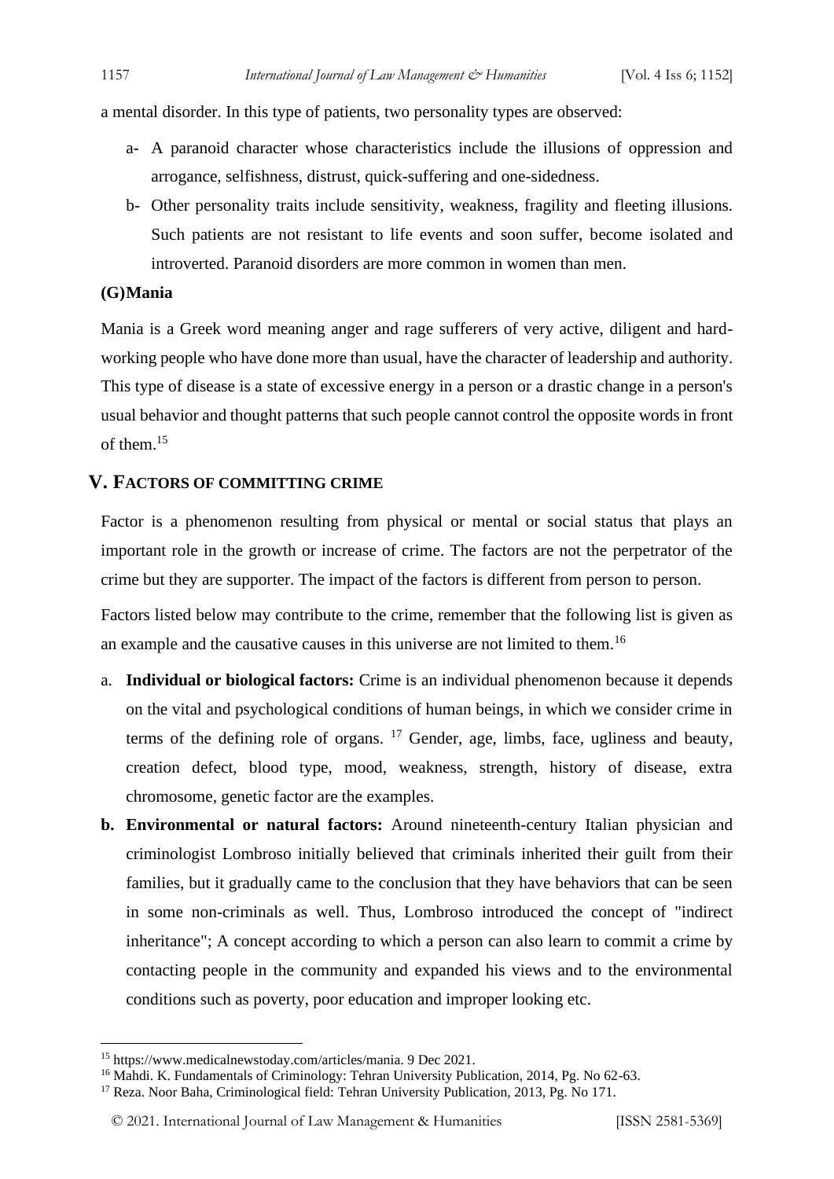a mental disorder. In this type of patients, two personality types are observed:

a- A paranoid character whose characteristics include the illusions of oppression and arrogance, selfishness, distrust, quick-suffering and one-sidedness.

b- Other personality traits include sensitivity, weakness, fragility and fleeting illusions. Such patients are not resistant to life events and soon suffer, become isolated and introverted. Paranoid disorders are more common in women than men.

**(G)Mania**

Mania is a Greek word meaning anger and rage sufferers of very active, diligent and hard-working people who have done more than usual, have the character of leadership and authority. This type of disease is a state of excessive energy in a person or a drastic change in a person's usual behavior and thought patterns that such people cannot control the opposite words in front of them.[15]

## V. Factors of Committing Crime

Factor is a phenomenon resulting from physical or mental or social status that plays an important role in the growth or increase of crime. The factors are not the perpetrator of the crime but they are supporter. The impact of the factors is different from person to person.

Factors listed below may contribute to the crime, remember that the following list is given as an example and the causative causes in this universe are not limited to them.[16]

a. **Individual or biological factors:** Crime is an individual phenomenon because it depends on the vital and psychological conditions of human beings, in which we consider crime in terms of the defining role of organs. [17] Gender, age, limbs, face, ugliness and beauty, creation defect, blood type, mood, weakness, strength, history of disease, extra chromosome, genetic factor are the examples.

b. **Environmental or natural factors:** Around nineteenth-century Italian physician and criminologist Lombroso initially believed that criminals inherited their guilt from their families, but it gradually came to the conclusion that they have behaviors that can be seen in some non-criminals as well. Thus, Lombroso introduced the concept of "indirect inheritance"; A concept according to which a person can also learn to commit a crime by contacting people in the community and expanded his views and to the environmental conditions such as poverty, poor education and improper looking etc.

---

[15] https://www.medicalnewstoday.com/articles/mania. 9 Dec 2021.

[16] Mahdi. K. Fundamentals of Criminology: Tehran University Publication, 2014, Pg. No 62-63.

[17] Reza. Noor Baha, Criminological field: Tehran University Publication, 2013, Pg. No 171.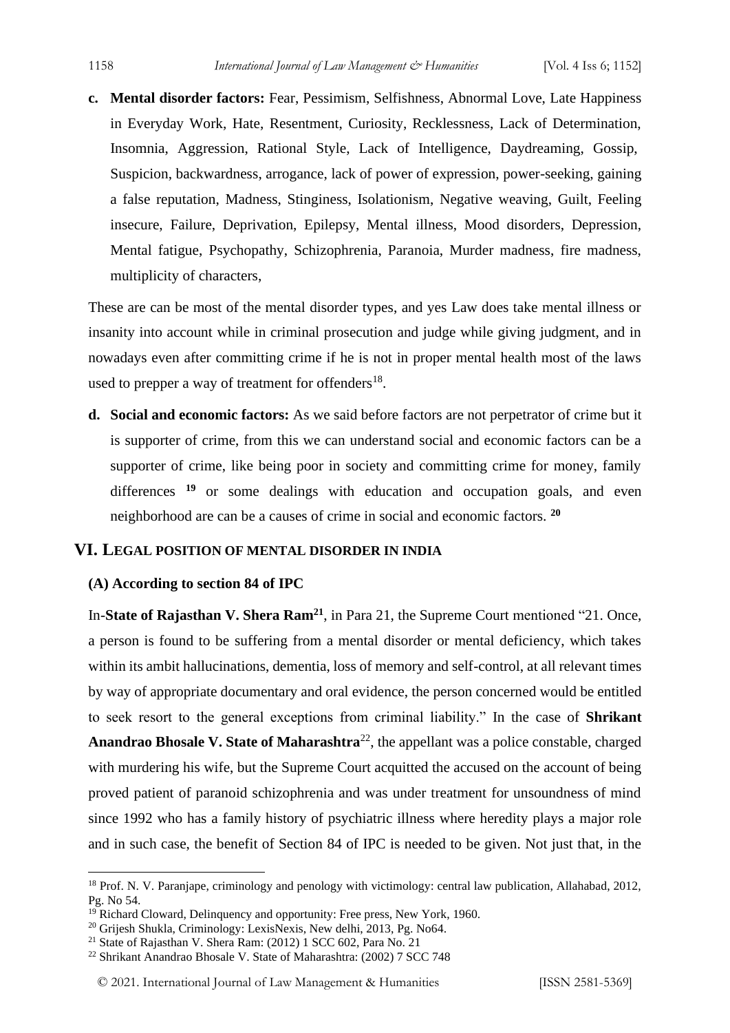c. **Mental disorder factors:** Fear, Pessimism, Selfishness, Abnormal Love, Late Happiness in Everyday Work, Hate, Resentment, Curiosity, Recklessness, Lack of Determination, Insomnia, Aggression, Rational Style, Lack of Intelligence, Daydreaming, Gossip, Suspicion, backwardness, arrogance, lack of power of expression, power-seeking, gaining a false reputation, Madness, Stinginess, Isolationism, Negative weaving, Guilt, Feeling insecure, Failure, Deprivation, Epilepsy, Mental illness, Mood disorders, Depression, Mental fatigue, Psychopathy, Schizophrenia, Paranoia, Murder madness, fire madness, multiplicity of characters,

These are can be most of the mental disorder types, and yes Law does take mental illness or insanity into account while in criminal prosecution and judge while giving judgment, and in nowadays even after committing crime if he is not in proper mental health most of the laws used to prepper a way of treatment for offenders[18].

d. **Social and economic factors:** As we said before factors are not perpetrator of crime but it is supporter of crime, from this we can understand social and economic factors can be a supporter of crime, like being poor in society and committing crime for money, family differences [19] or some dealings with education and occupation goals, and even neighborhood are can be a causes of crime in social and economic factors. [20]

## VI. Legal position of mental disorder in India

### (A) According to section 84 of IPC

In-**State of Rajasthan V. Shera Ram**[21], in Para 21, the Supreme Court mentioned "21. Once, a person is found to be suffering from a mental disorder or mental deficiency, which takes within its ambit hallucinations, dementia, loss of memory and self-control, at all relevant times by way of appropriate documentary and oral evidence, the person concerned would be entitled to seek resort to the general exceptions from criminal liability." In the case of **Shrikant Anandrao Bhosale V. State of Maharashtra**[22], the appellant was a police constable, charged with murdering his wife, but the Supreme Court acquitted the accused on the account of being proved patient of paranoid schizophrenia and was under treatment for unsoundness of mind since 1992 who has a family history of psychiatric illness where heredity plays a major role and in such case, the benefit of Section 84 of IPC is needed to be given. Not just that, in the

---

[18] Prof. N. V. Paranjape, criminology and penology with victimology: central law publication, Allahabad, 2012, Pg. No 54.

[19] Richard Cloward, Delinquency and opportunity: Free press, New York, 1960.

[20] Grijesh Shukla, Criminology: LexisNexis, New delhi, 2013, Pg. No64.

[21] State of Rajasthan V. Shera Ram: (2012) 1 SCC 602, Para No. 21

[22] Shrikant Anandrao Bhosale V. State of Maharashtra: (2002) 7 SCC 748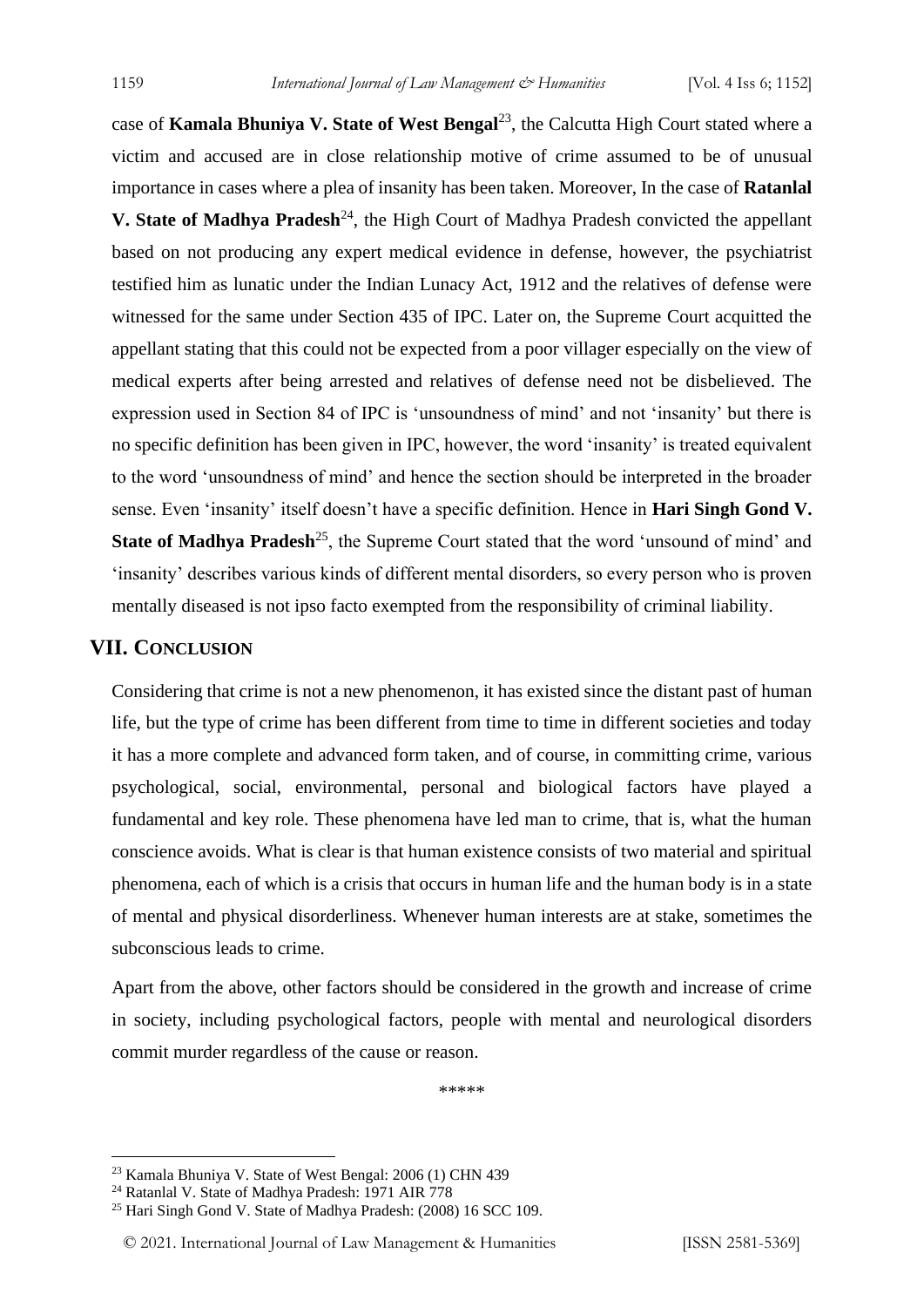case of **Kamala Bhuniya V. State of West Bengal**[23], the Calcutta High Court stated where a victim and accused are in close relationship motive of crime assumed to be of unusual importance in cases where a plea of insanity has been taken. Moreover, In the case of **Ratanlal V. State of Madhya Pradesh**[24], the High Court of Madhya Pradesh convicted the appellant based on not producing any expert medical evidence in defense, however, the psychiatrist testified him as lunatic under the Indian Lunacy Act, 1912 and the relatives of defense were witnessed for the same under Section 435 of IPC. Later on, the Supreme Court acquitted the appellant stating that this could not be expected from a poor villager especially on the view of medical experts after being arrested and relatives of defense need not be disbelieved. The expression used in Section 84 of IPC is 'unsoundness of mind' and not 'insanity' but there is no specific definition has been given in IPC, however, the word 'insanity' is treated equivalent to the word 'unsoundness of mind' and hence the section should be interpreted in the broader sense. Even 'insanity' itself doesn't have a specific definition. Hence in **Hari Singh Gond V. State of Madhya Pradesh**[25], the Supreme Court stated that the word 'unsound of mind' and 'insanity' describes various kinds of different mental disorders, so every person who is proven mentally diseased is not ipso facto exempted from the responsibility of criminal liability.

## VII. Conclusion

Considering that crime is not a new phenomenon, it has existed since the distant past of human life, but the type of crime has been different from time to time in different societies and today it has a more complete and advanced form taken, and of course, in committing crime, various psychological, social, environmental, personal and biological factors have played a fundamental and key role. These phenomena have led man to crime, that is, what the human conscience avoids. What is clear is that human existence consists of two material and spiritual phenomena, each of which is a crisis that occurs in human life and the human body is in a state of mental and physical disorderliness. Whenever human interests are at stake, sometimes the subconscious leads to crime.

Apart from the above, other factors should be considered in the growth and increase of crime in society, including psychological factors, people with mental and neurological disorders commit murder regardless of the cause or reason.

\*\*\*\*\*

---

[23] Kamala Bhuniya V. State of West Bengal: 2006 (1) CHN 439

[24] Ratanlal V. State of Madhya Pradesh: 1971 AIR 778

[25] Hari Singh Gond V. State of Madhya Pradesh: (2008) 16 SCC 109.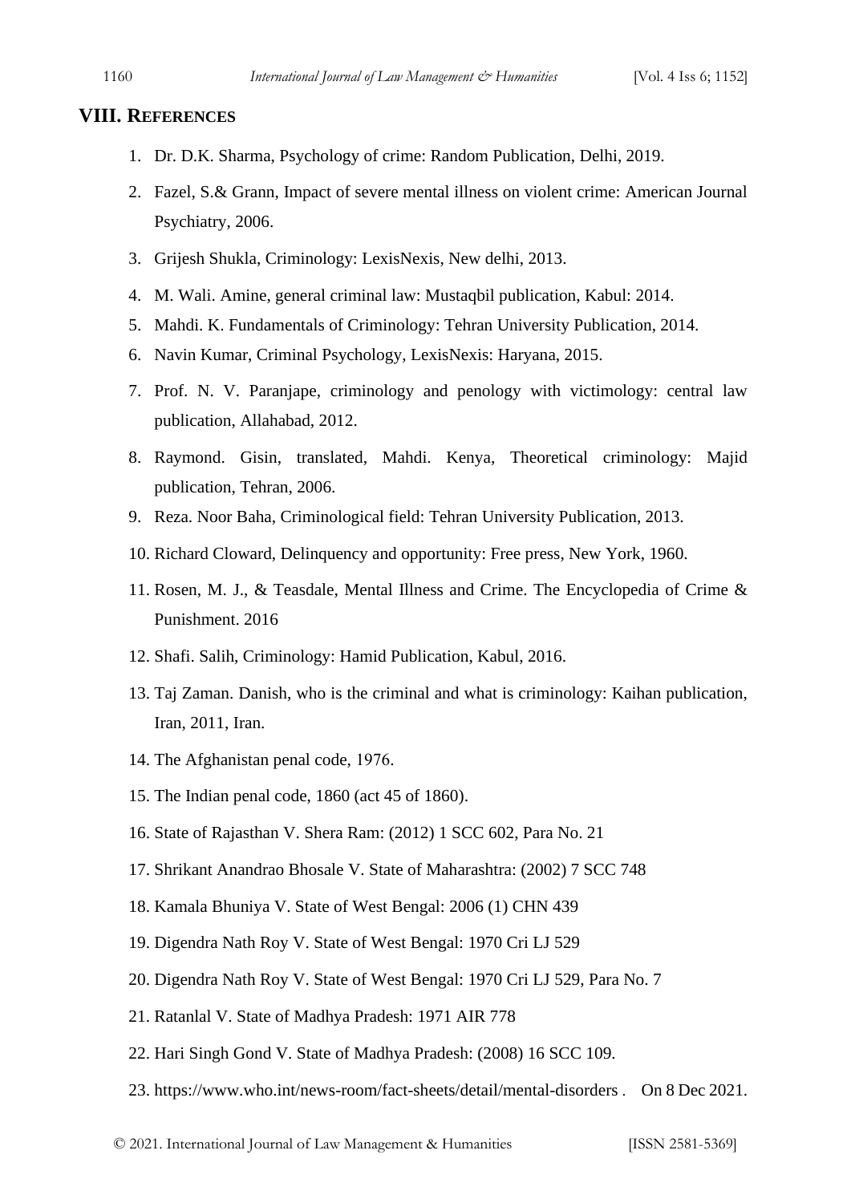## VIII. References

1. Dr. D.K. Sharma, Psychology of crime: Random Publication, Delhi, 2019.
2. Fazel, S.& Grann, Impact of severe mental illness on violent crime: American Journal Psychiatry, 2006.
3. Grijesh Shukla, Criminology: LexisNexis, New delhi, 2013.
4. M. Wali. Amine, general criminal law: Mustaqbil publication, Kabul: 2014.
5. Mahdi. K. Fundamentals of Criminology: Tehran University Publication, 2014.
6. Navin Kumar, Criminal Psychology, LexisNexis: Haryana, 2015.
7. Prof. N. V. Paranjape, criminology and penology with victimology: central law publication, Allahabad, 2012.
8. Raymond. Gisin, translated, Mahdi. Kenya, Theoretical criminology: Majid publication, Tehran, 2006.
9. Reza. Noor Baha, Criminological field: Tehran University Publication, 2013.
10. Richard Cloward, Delinquency and opportunity: Free press, New York, 1960.
11. Rosen, M. J., & Teasdale, Mental Illness and Crime. The Encyclopedia of Crime & Punishment. 2016
12. Shafi. Salih, Criminology: Hamid Publication, Kabul, 2016.
13. Taj Zaman. Danish, who is the criminal and what is criminology: Kaihan publication, Iran, 2011, Iran.
14. The Afghanistan penal code, 1976.
15. The Indian penal code, 1860 (act 45 of 1860).
16. State of Rajasthan V. Shera Ram: (2012) 1 SCC 602, Para No. 21
17. Shrikant Anandrao Bhosale V. State of Maharashtra: (2002) 7 SCC 748
18. Kamala Bhuniya V. State of West Bengal: 2006 (1) CHN 439
19. Digendra Nath Roy V. State of West Bengal: 1970 Cri LJ 529
20. Digendra Nath Roy V. State of West Bengal: 1970 Cri LJ 529, Para No. 7
21. Ratanlal V. State of Madhya Pradesh: 1971 AIR 778
22. Hari Singh Gond V. State of Madhya Pradesh: (2008) 16 SCC 109.
23. https://www.who.int/news-room/fact-sheets/detail/mental-disorders . On 8 Dec 2021.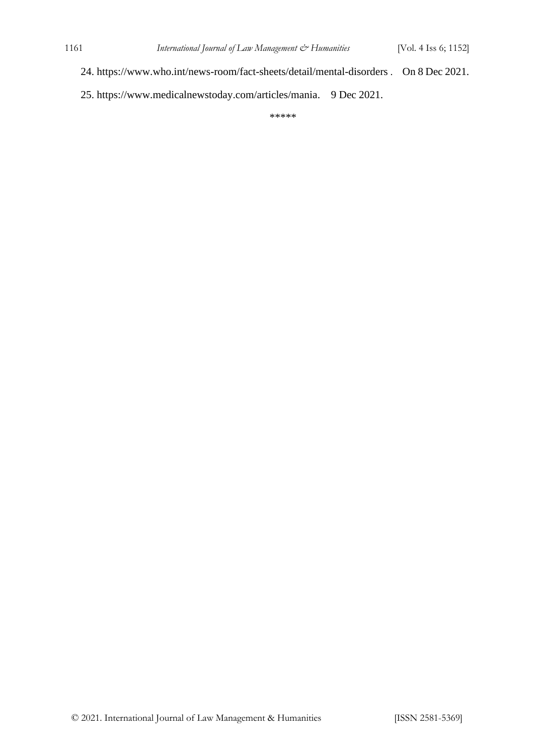24. https://www.who.int/news-room/fact-sheets/detail/mental-disorders . On 8 Dec 2021.

25. https://www.medicalnewstoday.com/articles/mania. 9 Dec 2021.

*****